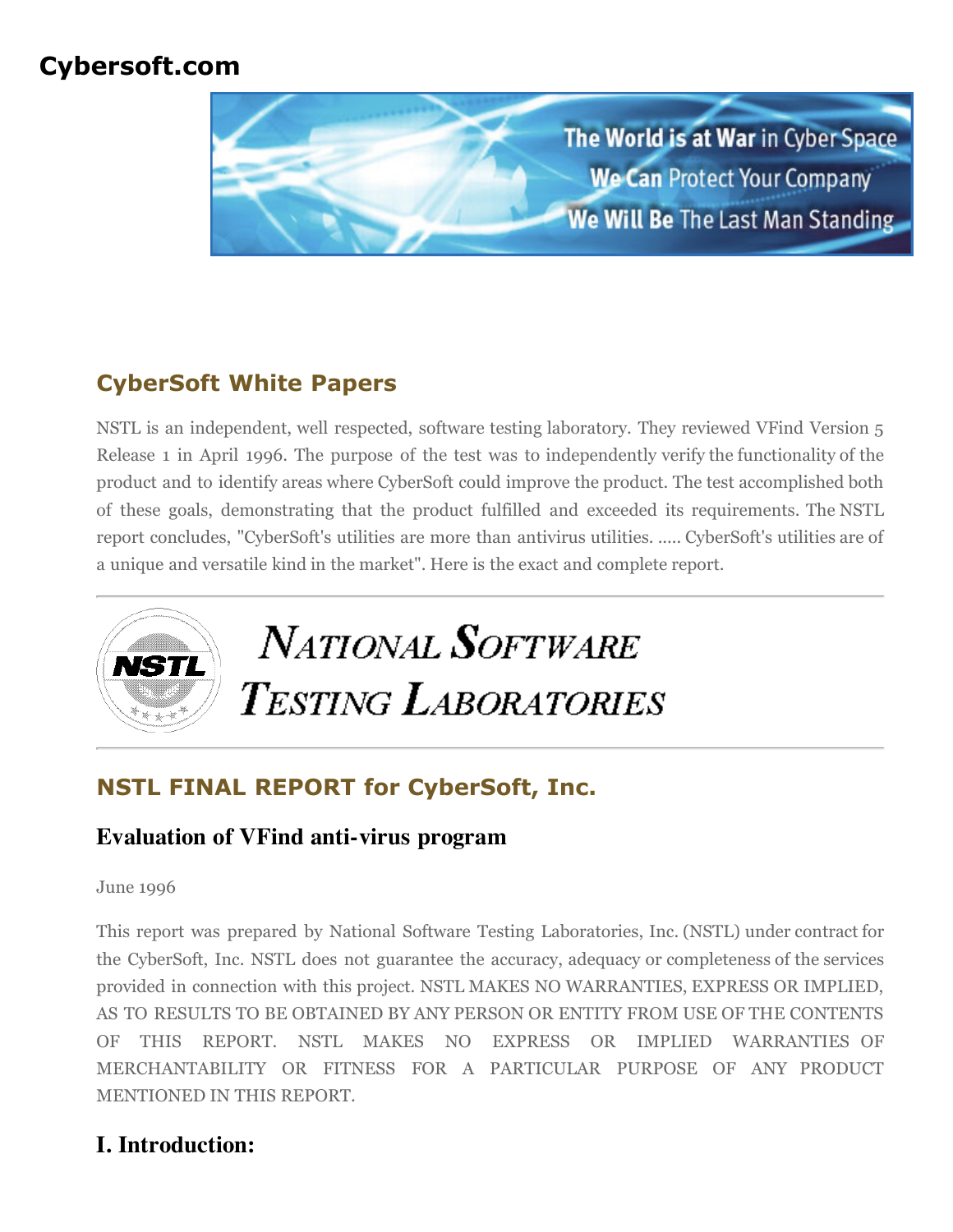# Cybersoft.com

## CyberSoft White Papers

NSTL is an independent, well respected, software testing laboratory. They reviewed VFind Version 5 Release 1 in April 1996. The purpose of the test was to independently verify the functionality of the product and to identify areas where CyberSoft could improve the product. The test accomplished both of these goals, demonstrating that the product fulfilled and exceeded its requirements. The NSTL report concludes, "CyberSoft's utilities are more than antivirus utilities. ..... CyberSoft's utilities are of a unique and versatile kind in the market". Here is the exact and complete report.

---

NATIONAL SOFTWARE TESTING LABORATORIES

---

## NSTL FINAL REPORT for CyberSoft, Inc.

### Evaluation of VFind anti-virus program

June 1996

This report was prepared by National Software Testing Laboratories, Inc. (NSTL) under contract for the CyberSoft, Inc. NSTL does not guarantee the accuracy, adequacy or completeness of the services provided in connection with this project. NSTL MAKES NO WARRANTIES, EXPRESS OR IMPLIED, AS TO RESULTS TO BE OBTAINED BY ANY PERSON OR ENTITY FROM USE OF THE CONTENTS OF THIS REPORT. NSTL MAKES NO EXPRESS OR IMPLIED WARRANTIES OF MERCHANTABILITY OR FITNESS FOR A PARTICULAR PURPOSE OF ANY PRODUCT MENTIONED IN THIS REPORT.

### I. Introduction: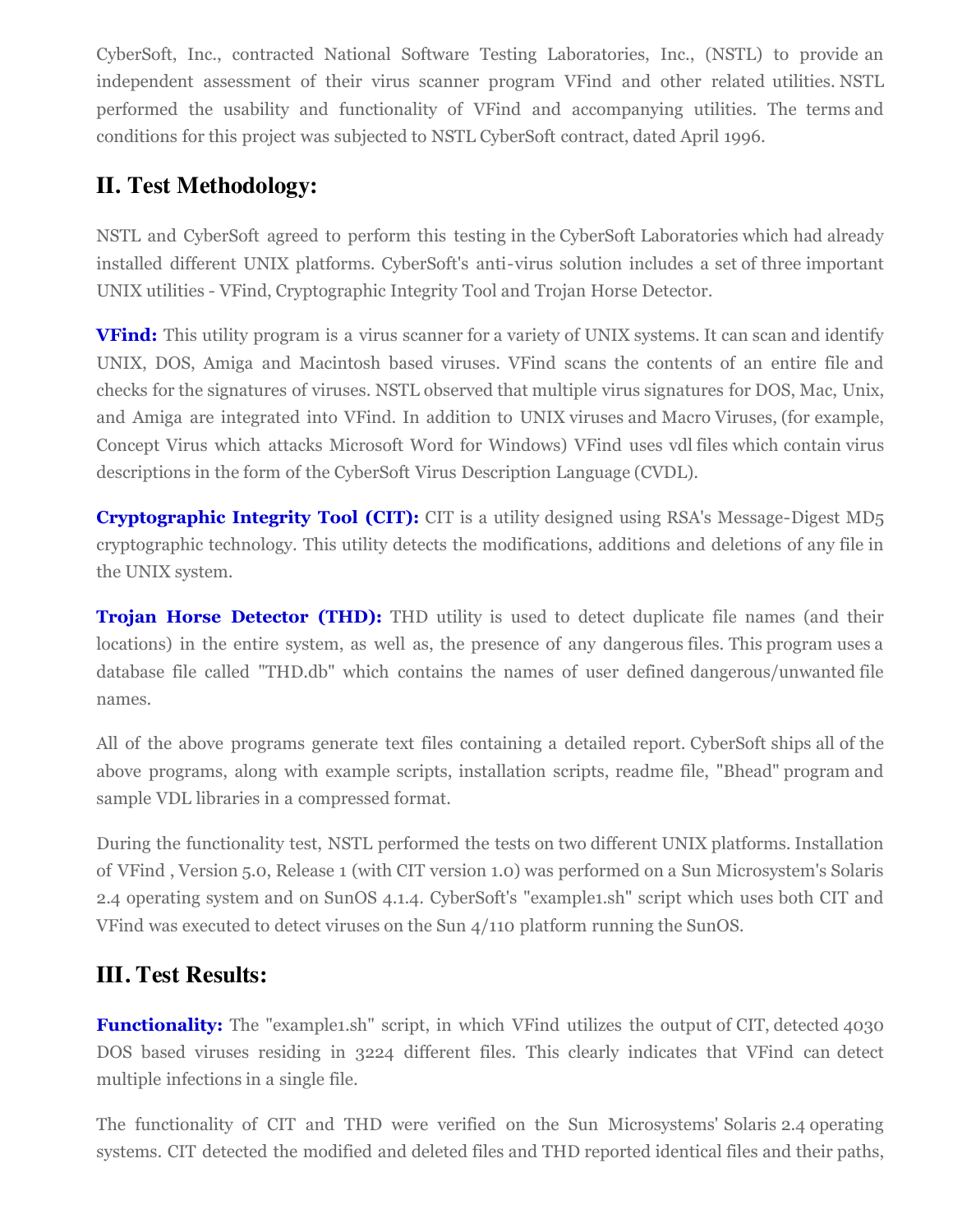CyberSoft, Inc., contracted National Software Testing Laboratories, Inc., (NSTL) to provide an independent assessment of their virus scanner program VFind and other related utilities. NSTL performed the usability and functionality of VFind and accompanying utilities. The terms and conditions for this project was subjected to NSTL CyberSoft contract, dated April 1996.

## II. Test Methodology:

NSTL and CyberSoft agreed to perform this testing in the CyberSoft Laboratories which had already installed different UNIX platforms. CyberSoft's anti-virus solution includes a set of three important UNIX utilities - VFind, Cryptographic Integrity Tool and Trojan Horse Detector.

**VFind:** This utility program is a virus scanner for a variety of UNIX systems. It can scan and identify UNIX, DOS, Amiga and Macintosh based viruses. VFind scans the contents of an entire file and checks for the signatures of viruses. NSTL observed that multiple virus signatures for DOS, Mac, Unix, and Amiga are integrated into VFind. In addition to UNIX viruses and Macro Viruses, (for example, Concept Virus which attacks Microsoft Word for Windows) VFind uses vdl files which contain virus descriptions in the form of the CyberSoft Virus Description Language (CVDL).

**Cryptographic Integrity Tool (CIT):** CIT is a utility designed using RSA's Message-Digest MD5 cryptographic technology. This utility detects the modifications, additions and deletions of any file in the UNIX system.

**Trojan Horse Detector (THD):** THD utility is used to detect duplicate file names (and their locations) in the entire system, as well as, the presence of any dangerous files. This program uses a database file called "THD.db" which contains the names of user defined dangerous/unwanted file names.

All of the above programs generate text files containing a detailed report. CyberSoft ships all of the above programs, along with example scripts, installation scripts, readme file, "Bhead" program and sample VDL libraries in a compressed format.

During the functionality test, NSTL performed the tests on two different UNIX platforms. Installation of VFind , Version 5.0, Release 1 (with CIT version 1.0) was performed on a Sun Microsystem's Solaris 2.4 operating system and on SunOS 4.1.4. CyberSoft's "example1.sh" script which uses both CIT and VFind was executed to detect viruses on the Sun 4/110 platform running the SunOS.

## III. Test Results:

**Functionality:** The "example1.sh" script, in which VFind utilizes the output of CIT, detected 4030 DOS based viruses residing in 3224 different files. This clearly indicates that VFind can detect multiple infections in a single file.

The functionality of CIT and THD were verified on the Sun Microsystems' Solaris 2.4 operating systems. CIT detected the modified and deleted files and THD reported identical files and their paths,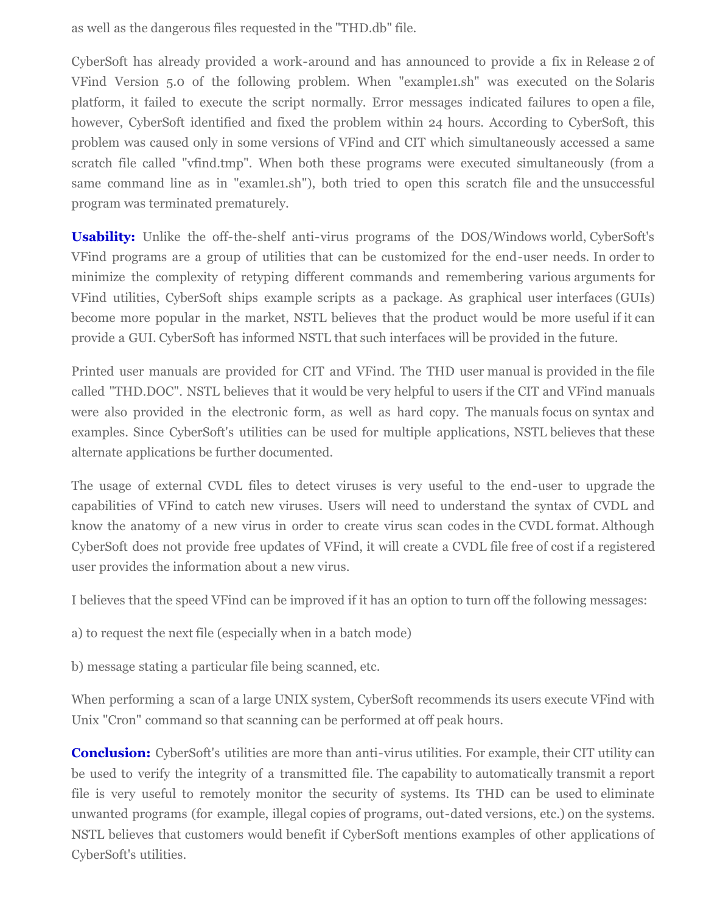as well as the dangerous files requested in the "THD.db" file.

CyberSoft has already provided a work-around and has announced to provide a fix in Release 2 of VFind Version 5.0 of the following problem. When "example1.sh" was executed on the Solaris platform, it failed to execute the script normally. Error messages indicated failures to open a file, however, CyberSoft identified and fixed the problem within 24 hours. According to CyberSoft, this problem was caused only in some versions of VFind and CIT which simultaneously accessed a same scratch file called "vfind.tmp". When both these programs were executed simultaneously (from a same command line as in "examle1.sh"), both tried to open this scratch file and the unsuccessful program was terminated prematurely.

**Usability:** Unlike the off-the-shelf anti-virus programs of the DOS/Windows world, CyberSoft's VFind programs are a group of utilities that can be customized for the end-user needs. In order to minimize the complexity of retyping different commands and remembering various arguments for VFind utilities, CyberSoft ships example scripts as a package. As graphical user interfaces (GUIs) become more popular in the market, NSTL believes that the product would be more useful if it can provide a GUI. CyberSoft has informed NSTL that such interfaces will be provided in the future.

Printed user manuals are provided for CIT and VFind. The THD user manual is provided in the file called "THD.DOC". NSTL believes that it would be very helpful to users if the CIT and VFind manuals were also provided in the electronic form, as well as hard copy. The manuals focus on syntax and examples. Since CyberSoft's utilities can be used for multiple applications, NSTL believes that these alternate applications be further documented.

The usage of external CVDL files to detect viruses is very useful to the end-user to upgrade the capabilities of VFind to catch new viruses. Users will need to understand the syntax of CVDL and know the anatomy of a new virus in order to create virus scan codes in the CVDL format. Although CyberSoft does not provide free updates of VFind, it will create a CVDL file free of cost if a registered user provides the information about a new virus.

I believes that the speed VFind can be improved if it has an option to turn off the following messages:

a) to request the next file (especially when in a batch mode)

b) message stating a particular file being scanned, etc.

When performing a scan of a large UNIX system, CyberSoft recommends its users execute VFind with Unix "Cron" command so that scanning can be performed at off peak hours.

**Conclusion:** CyberSoft's utilities are more than anti-virus utilities. For example, their CIT utility can be used to verify the integrity of a transmitted file. The capability to automatically transmit a report file is very useful to remotely monitor the security of systems. Its THD can be used to eliminate unwanted programs (for example, illegal copies of programs, out-dated versions, etc.) on the systems. NSTL believes that customers would benefit if CyberSoft mentions examples of other applications of CyberSoft's utilities.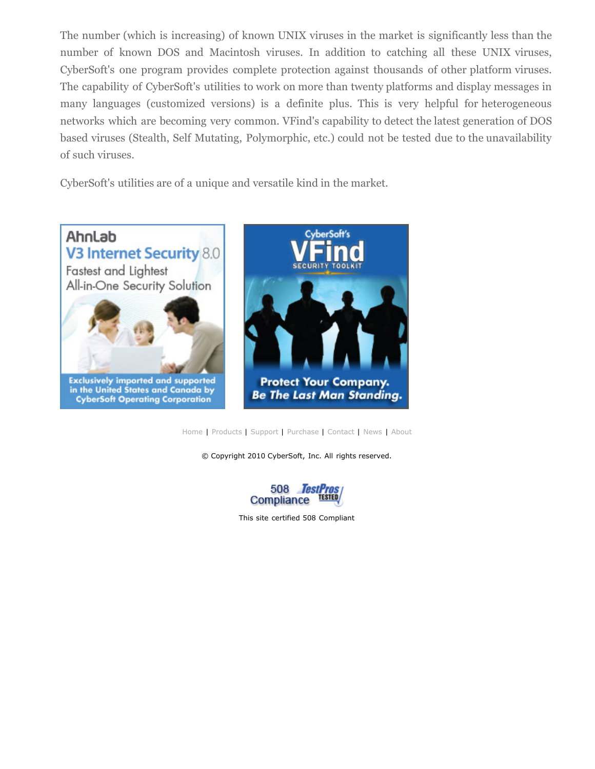The number (which is increasing) of known UNIX viruses in the market is significantly less than the number of known DOS and Macintosh viruses. In addition to catching all these UNIX viruses, CyberSoft's one program provides complete protection against thousands of other platform viruses. The capability of CyberSoft's utilities to work on more than twenty platforms and display messages in many languages (customized versions) is a definite plus. This is very helpful for heterogeneous networks which are becoming very common. VFind's capability to detect the latest generation of DOS based viruses (Stealth, Self Mutating, Polymorphic, etc.) could not be tested due to the unavailability of such viruses.

CyberSoft's utilities are of a unique and versatile kind in the market.

AhnLab V3 Internet Security 8.0
Fastest and Lightest All-in-One Security Solution
Exclusively imported and supported in the United States and Canada by CyberSoft Operating Corporation

CyberSoft's VFind Security Toolkit
Protect Your Company. Be The Last Man Standing.

Home | Products | Support | Purchase | Contact | News | About

© Copyright 2010 CyberSoft, Inc. All rights reserved.

508 Compliance TestPros Tested

This site certified 508 Compliant